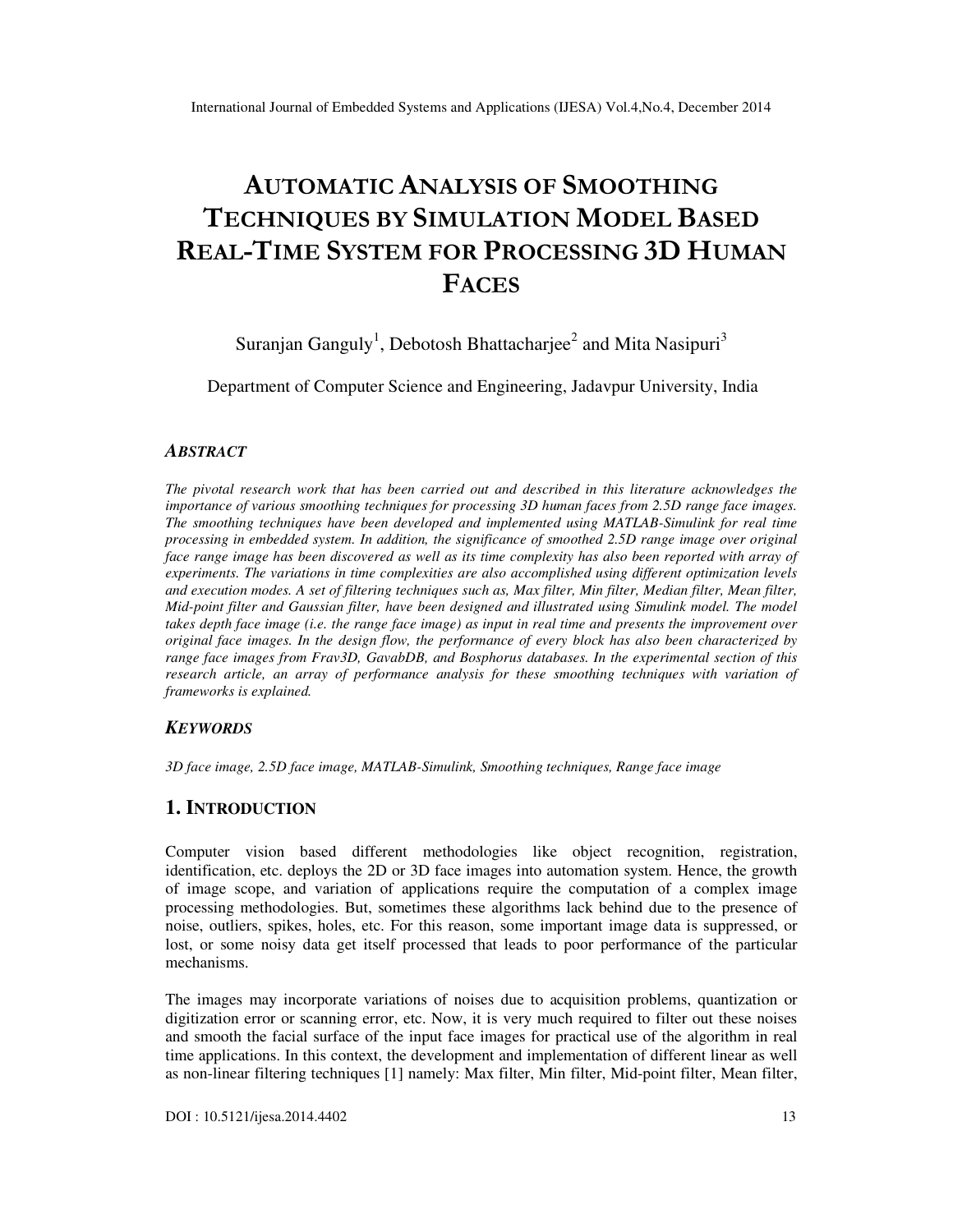# AUTOMATIC ANALYSIS OF SMOOTHING TECHNIQUES BY SIMULATION MODEL BASED REAL-TIME SYSTEM FOR PROCESSING 3D HUMAN FACES

Suranjan Ganguly[1], Debotosh Bhattacharjee[2] and Mita Nasipuri[3]

Department of Computer Science and Engineering, Jadavpur University, India

### *ABSTRACT*

*The pivotal research work that has been carried out and described in this literature acknowledges the importance of various smoothing techniques for processing 3D human faces from 2.5D range face images. The smoothing techniques have been developed and implemented using MATLAB-Simulink for real time processing in embedded system. In addition, the significance of smoothed 2.5D range image over original face range image has been discovered as well as its time complexity has also been reported with array of experiments. The variations in time complexities are also accomplished using different optimization levels and execution modes. A set of filtering techniques such as, Max filter, Min filter, Median filter, Mean filter, Mid-point filter and Gaussian filter, have been designed and illustrated using Simulink model. The model takes depth face image (i.e. the range face image) as input in real time and presents the improvement over original face images. In the design flow, the performance of every block has also been characterized by range face images from Frav3D, GavabDB, and Bosphorus databases. In the experimental section of this research article, an array of performance analysis for these smoothing techniques with variation of frameworks is explained.*

### *KEYWORDS*

*3D face image, 2.5D face image, MATLAB-Simulink, Smoothing techniques, Range face image*

## 1. INTRODUCTION

Computer vision based different methodologies like object recognition, registration, identification, etc. deploys the 2D or 3D face images into automation system. Hence, the growth of image scope, and variation of applications require the computation of a complex image processing methodologies. But, sometimes these algorithms lack behind due to the presence of noise, outliers, spikes, holes, etc. For this reason, some important image data is suppressed, or lost, or some noisy data get itself processed that leads to poor performance of the particular mechanisms.

The images may incorporate variations of noises due to acquisition problems, quantization or digitization error or scanning error, etc. Now, it is very much required to filter out these noises and smooth the facial surface of the input face images for practical use of the algorithm in real time applications. In this context, the development and implementation of different linear as well as non-linear filtering techniques [1] namely: Max filter, Min filter, Mid-point filter, Mean filter,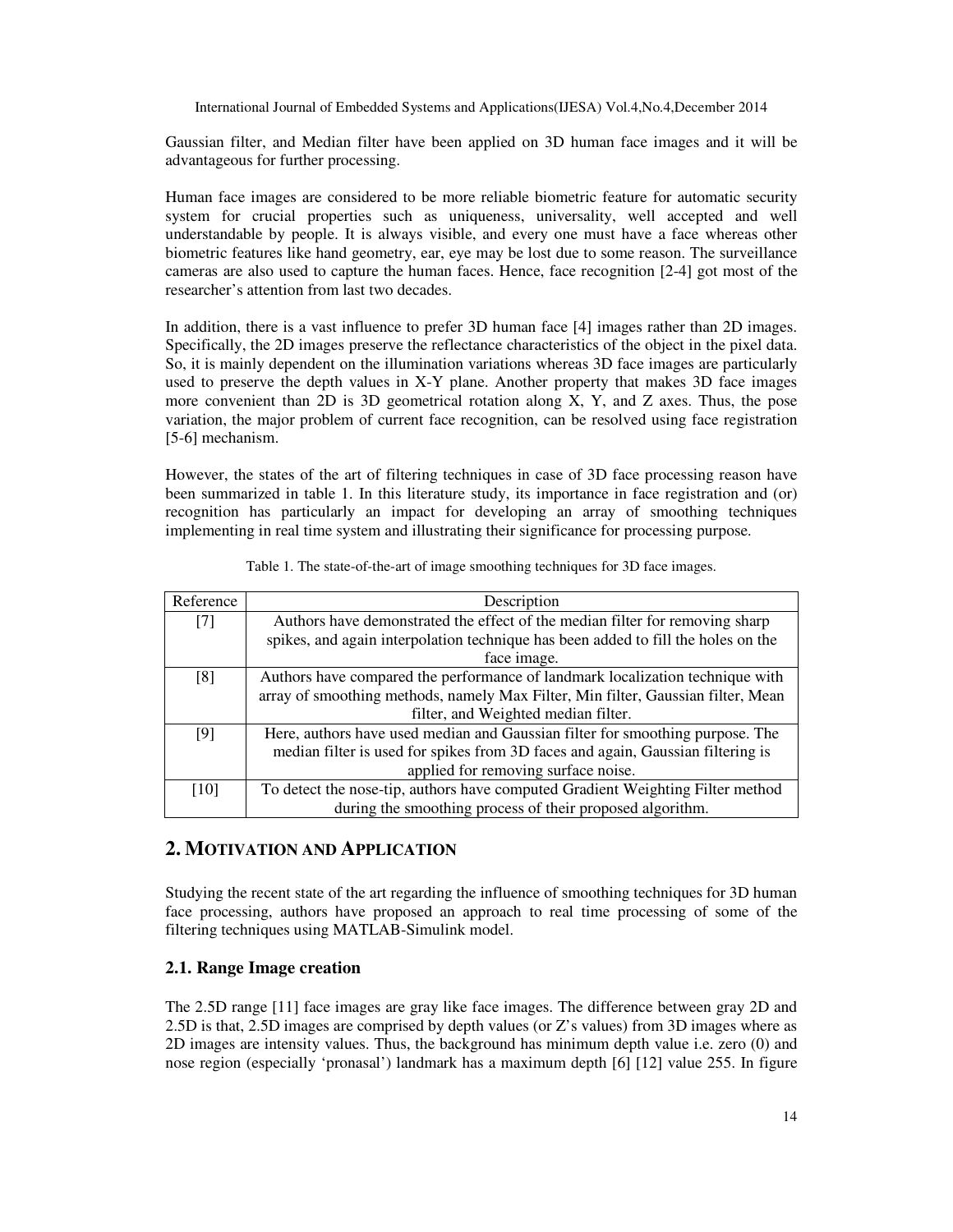Gaussian filter, and Median filter have been applied on 3D human face images and it will be advantageous for further processing.

Human face images are considered to be more reliable biometric feature for automatic security system for crucial properties such as uniqueness, universality, well accepted and well understandable by people. It is always visible, and every one must have a face whereas other biometric features like hand geometry, ear, eye may be lost due to some reason. The surveillance cameras are also used to capture the human faces. Hence, face recognition [2-4] got most of the researcher's attention from last two decades.

In addition, there is a vast influence to prefer 3D human face [4] images rather than 2D images. Specifically, the 2D images preserve the reflectance characteristics of the object in the pixel data. So, it is mainly dependent on the illumination variations whereas 3D face images are particularly used to preserve the depth values in X-Y plane. Another property that makes 3D face images more convenient than 2D is 3D geometrical rotation along X, Y, and Z axes. Thus, the pose variation, the major problem of current face recognition, can be resolved using face registration [5-6] mechanism.

However, the states of the art of filtering techniques in case of 3D face processing reason have been summarized in table 1. In this literature study, its importance in face registration and (or) recognition has particularly an impact for developing an array of smoothing techniques implementing in real time system and illustrating their significance for processing purpose.

Table 1. The state-of-the-art of image smoothing techniques for 3D face images.

| Reference | Description |
|---|---|
| [7] | Authors have demonstrated the effect of the median filter for removing sharp spikes, and again interpolation technique has been added to fill the holes on the face image. |
| [8] | Authors have compared the performance of landmark localization technique with array of smoothing methods, namely Max Filter, Min filter, Gaussian filter, Mean filter, and Weighted median filter. |
| [9] | Here, authors have used median and Gaussian filter for smoothing purpose. The median filter is used for spikes from 3D faces and again, Gaussian filtering is applied for removing surface noise. |
| [10] | To detect the nose-tip, authors have computed Gradient Weighting Filter method during the smoothing process of their proposed algorithm. |

## 2. Motivation and Application

Studying the recent state of the art regarding the influence of smoothing techniques for 3D human face processing, authors have proposed an approach to real time processing of some of the filtering techniques using MATLAB-Simulink model.

### 2.1. Range Image creation

The 2.5D range [11] face images are gray like face images. The difference between gray 2D and 2.5D is that, 2.5D images are comprised by depth values (or Z's values) from 3D images where as 2D images are intensity values. Thus, the background has minimum depth value i.e. zero (0) and nose region (especially 'pronasal') landmark has a maximum depth [6] [12] value 255. In figure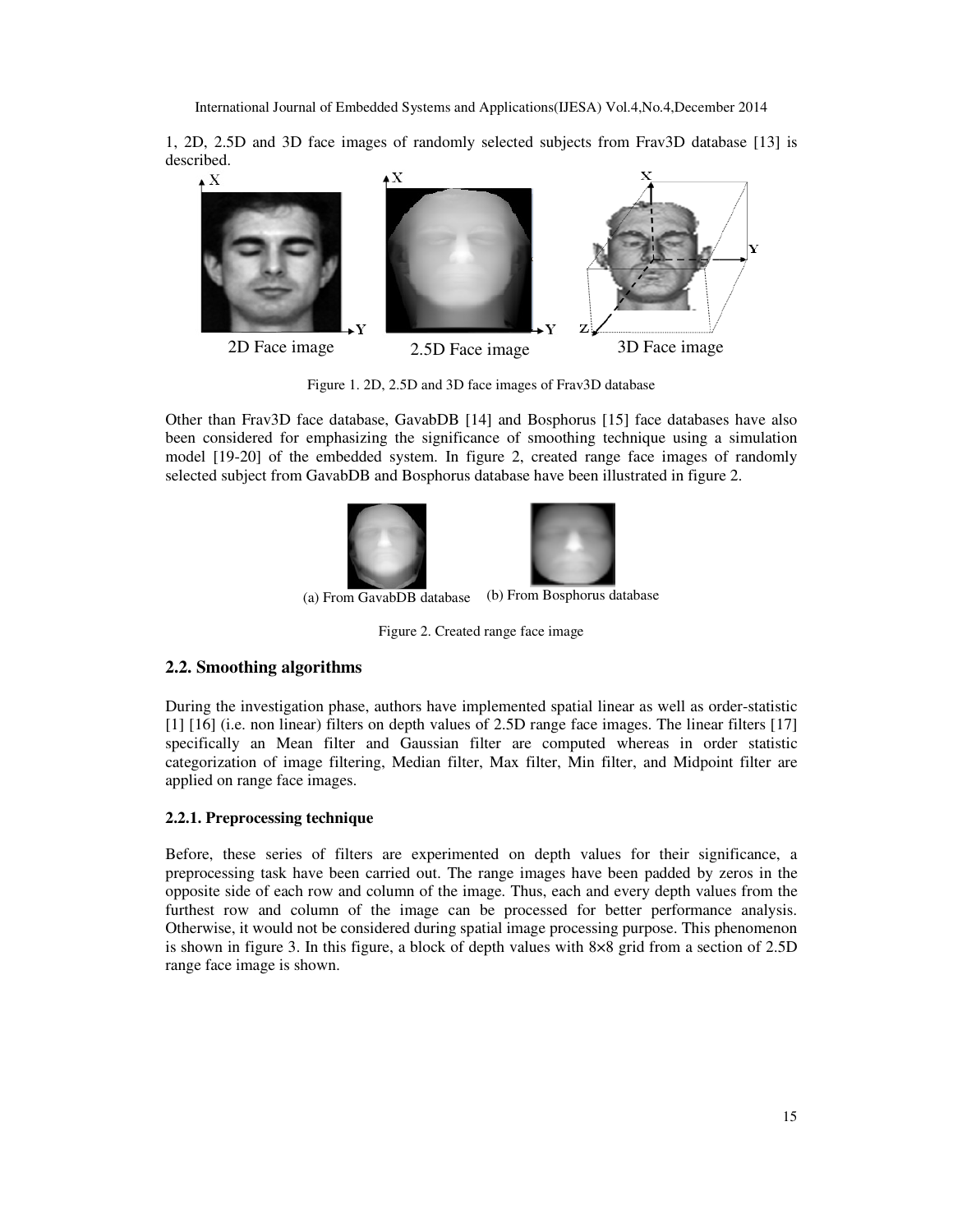1, 2D, 2.5D and 3D face images of randomly selected subjects from Frav3D database [13] is described.

2D Face image 2.5D Face image 3D Face image

Figure 1. 2D, 2.5D and 3D face images of Frav3D database

Other than Frav3D face database, GavabDB [14] and Bosphorus [15] face databases have also been considered for emphasizing the significance of smoothing technique using a simulation model [19-20] of the embedded system. In figure 2, created range face images of randomly selected subject from GavabDB and Bosphorus database have been illustrated in figure 2.

(a) From GavabDB database (b) From Bosphorus database

Figure 2. Created range face image

## 2.2. Smoothing algorithms

During the investigation phase, authors have implemented spatial linear as well as order-statistic [1] [16] (i.e. non linear) filters on depth values of 2.5D range face images. The linear filters [17] specifically an Mean filter and Gaussian filter are computed whereas in order statistic categorization of image filtering, Median filter, Max filter, Min filter, and Midpoint filter are applied on range face images.

### 2.2.1. Preprocessing technique

Before, these series of filters are experimented on depth values for their significance, a preprocessing task have been carried out. The range images have been padded by zeros in the opposite side of each row and column of the image. Thus, each and every depth values from the furthest row and column of the image can be processed for better performance analysis. Otherwise, it would not be considered during spatial image processing purpose. This phenomenon is shown in figure 3. In this figure, a block of depth values with 8×8 grid from a section of 2.5D range face image is shown.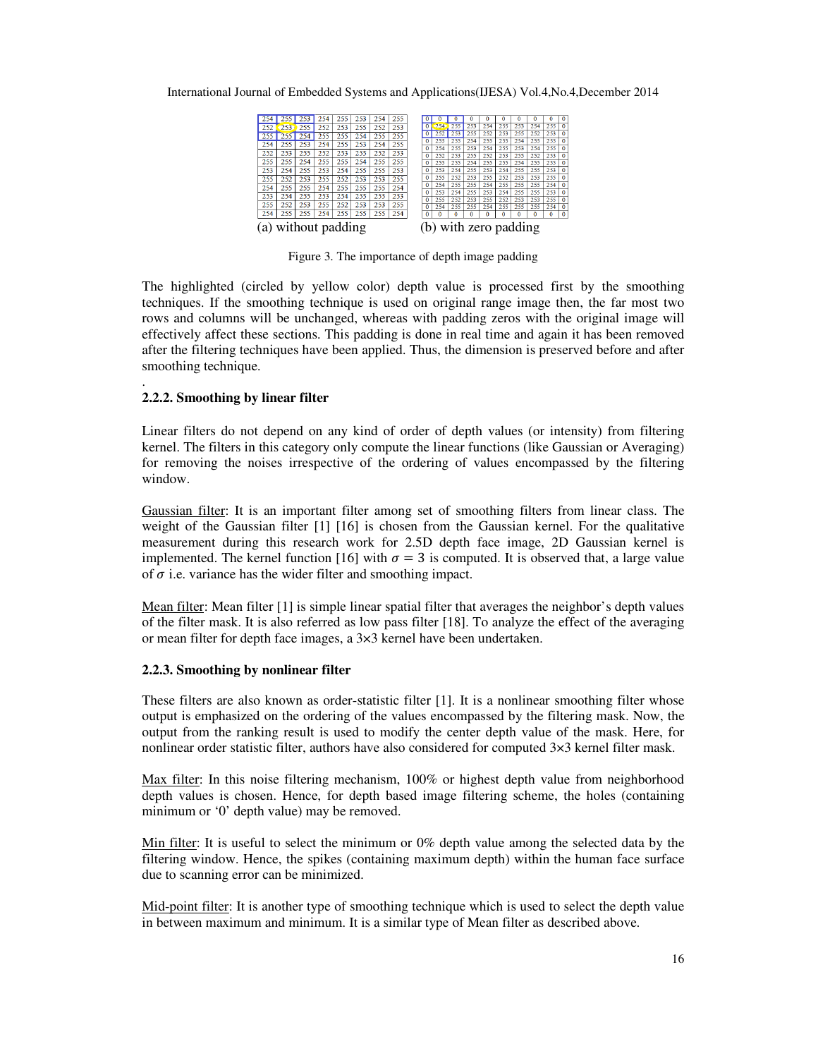| 254 | 255 | 253 | 254 | 255 | 253 | 254 | 255 |
|---|---|---|---|---|---|---|---|
| 252 | 253 | 255 | 252 | 253 | 255 | 252 | 253 |
| 255 | 255 | 254 | 255 | 255 | 254 | 255 | 255 |
| 254 | 255 | 253 | 254 | 255 | 253 | 254 | 255 |
| 252 | 253 | 255 | 252 | 253 | 255 | 252 | 253 |
| 255 | 255 | 254 | 255 | 255 | 254 | 255 | 255 |
| 253 | 254 | 255 | 253 | 254 | 255 | 255 | 253 |
| 255 | 252 | 253 | 255 | 252 | 253 | 253 | 255 |
| 254 | 255 | 255 | 254 | 255 | 255 | 255 | 254 |
| 253 | 254 | 255 | 253 | 254 | 255 | 255 | 253 |
| 255 | 252 | 253 | 255 | 252 | 253 | 253 | 255 |
| 254 | 255 | 255 | 254 | 255 | 255 | 255 | 254 |

(a) without padding

| 0 | 0 | 0 | 0 | 0 | 0 | 0 | 0 | 0 | 0 |
|---|---|---|---|---|---|---|---|---|---|
| 0 | 254 | 255 | 253 | 254 | 255 | 253 | 254 | 255 | 0 |
| 0 | 252 | 253 | 255 | 252 | 253 | 255 | 252 | 253 | 0 |
| 0 | 255 | 255 | 254 | 255 | 255 | 254 | 255 | 255 | 0 |
| 0 | 254 | 255 | 253 | 254 | 255 | 253 | 254 | 255 | 0 |
| 0 | 252 | 253 | 255 | 252 | 253 | 255 | 252 | 253 | 0 |
| 0 | 255 | 255 | 254 | 255 | 255 | 254 | 255 | 255 | 0 |
| 0 | 253 | 254 | 255 | 253 | 254 | 255 | 255 | 253 | 0 |
| 0 | 255 | 252 | 253 | 255 | 252 | 253 | 253 | 255 | 0 |
| 0 | 254 | 255 | 255 | 254 | 255 | 255 | 255 | 254 | 0 |
| 0 | 253 | 254 | 255 | 253 | 254 | 255 | 255 | 253 | 0 |
| 0 | 255 | 252 | 253 | 255 | 252 | 253 | 253 | 255 | 0 |
| 0 | 254 | 255 | 255 | 254 | 255 | 255 | 255 | 254 | 0 |
| 0 | 0 | 0 | 0 | 0 | 0 | 0 | 0 | 0 | 0 |

(b) with zero padding

Figure 3. The importance of depth image padding

The highlighted (circled by yellow color) depth value is processed first by the smoothing techniques. If the smoothing technique is used on original range image then, the far most two rows and columns will be unchanged, whereas with padding zeros with the original image will effectively affect these sections. This padding is done in real time and again it has been removed after the filtering techniques have been applied. Thus, the dimension is preserved before and after smoothing technique.

.

### 2.2.2. Smoothing by linear filter

Linear filters do not depend on any kind of order of depth values (or intensity) from filtering kernel. The filters in this category only compute the linear functions (like Gaussian or Averaging) for removing the noises irrespective of the ordering of values encompassed by the filtering window.

Gaussian filter: It is an important filter among set of smoothing filters from linear class. The weight of the Gaussian filter [1] [16] is chosen from the Gaussian kernel. For the qualitative measurement during this research work for 2.5D depth face image, 2D Gaussian kernel is implemented. The kernel function [16] with $\sigma = 3$ is computed. It is observed that, a large value of $\sigma$ i.e. variance has the wider filter and smoothing impact.

Mean filter: Mean filter [1] is simple linear spatial filter that averages the neighbor's depth values of the filter mask. It is also referred as low pass filter [18]. To analyze the effect of the averaging or mean filter for depth face images, a 3×3 kernel have been undertaken.

### 2.2.3. Smoothing by nonlinear filter

These filters are also known as order-statistic filter [1]. It is a nonlinear smoothing filter whose output is emphasized on the ordering of the values encompassed by the filtering mask. Now, the output from the ranking result is used to modify the center depth value of the mask. Here, for nonlinear order statistic filter, authors have also considered for computed 3×3 kernel filter mask.

Max filter: In this noise filtering mechanism, 100% or highest depth value from neighborhood depth values is chosen. Hence, for depth based image filtering scheme, the holes (containing minimum or '0' depth value) may be removed.

Min filter: It is useful to select the minimum or 0% depth value among the selected data by the filtering window. Hence, the spikes (containing maximum depth) within the human face surface due to scanning error can be minimized.

Mid-point filter: It is another type of smoothing technique which is used to select the depth value in between maximum and minimum. It is a similar type of Mean filter as described above.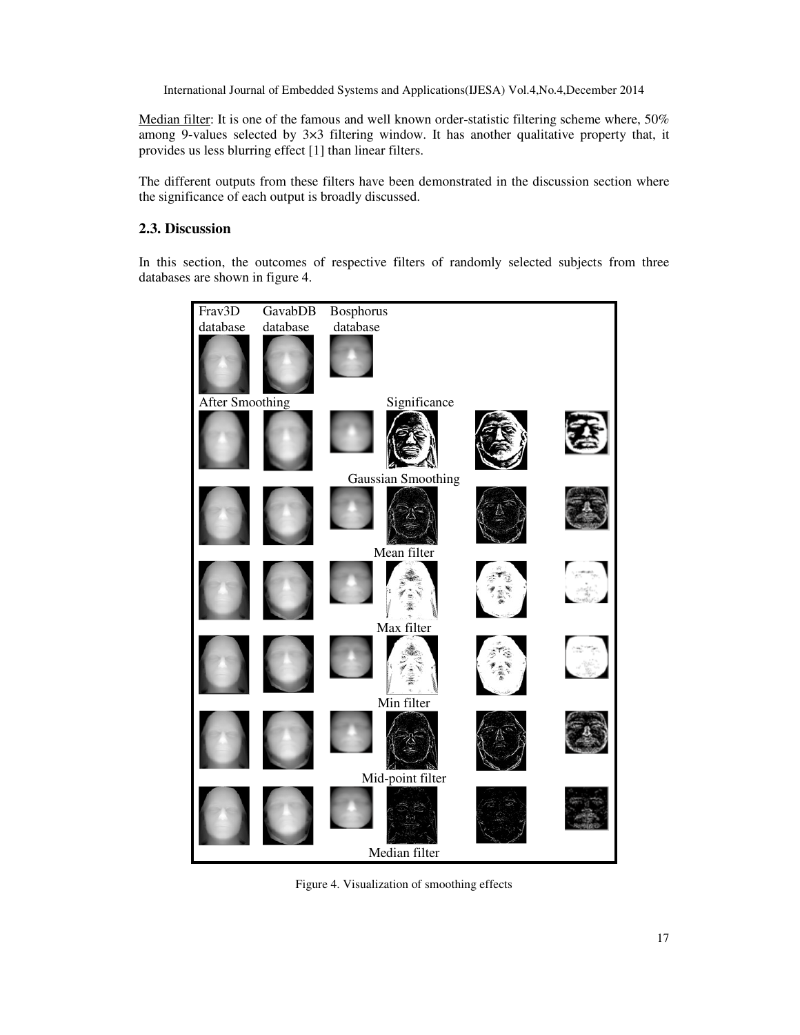Median filter: It is one of the famous and well known order-statistic filtering scheme where, 50% among 9-values selected by 3×3 filtering window. It has another qualitative property that, it provides us less blurring effect [1] than linear filters.

The different outputs from these filters have been demonstrated in the discussion section where the significance of each output is broadly discussed.

### 2.3. Discussion

In this section, the outcomes of respective filters of randomly selected subjects from three databases are shown in figure 4.

Figure 4. Visualization of smoothing effects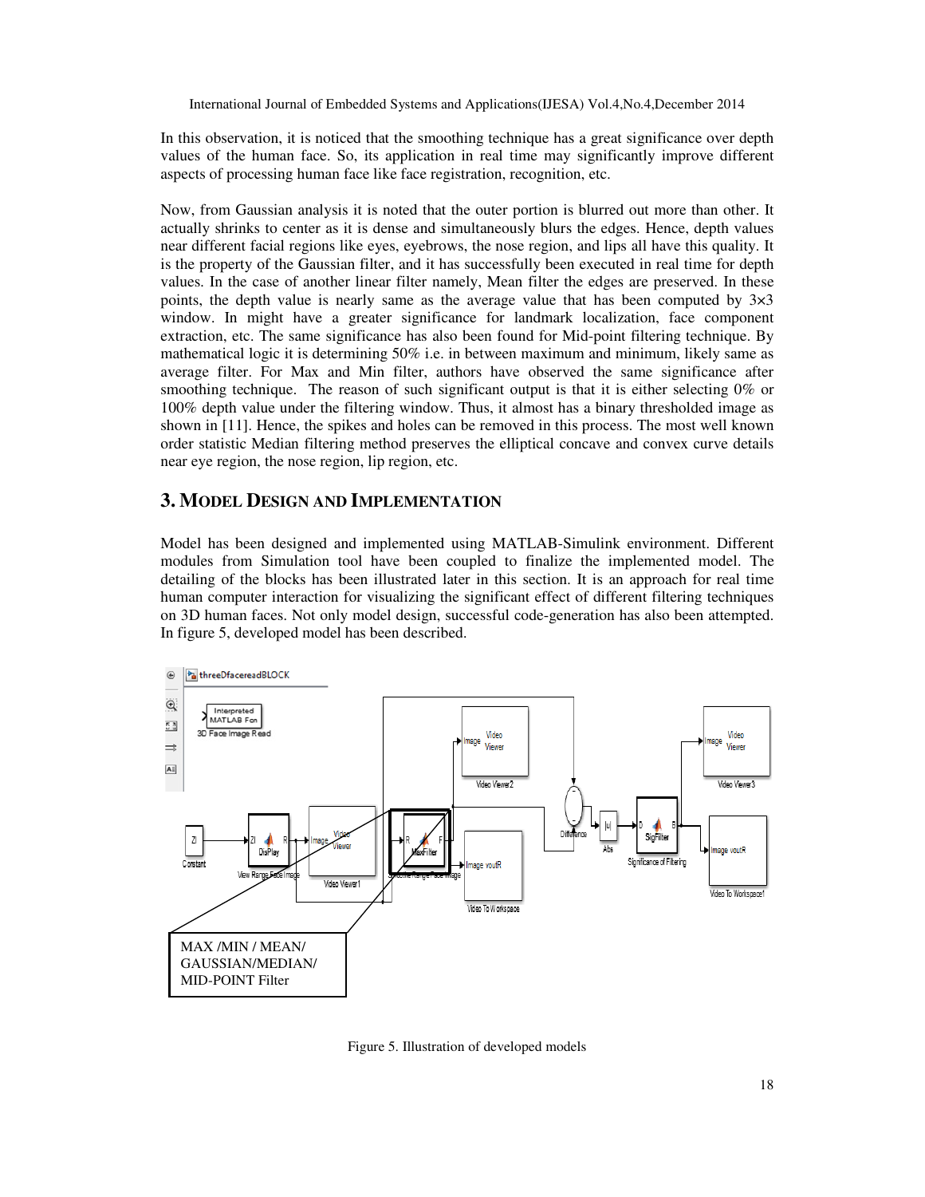In this observation, it is noticed that the smoothing technique has a great significance over depth values of the human face. So, its application in real time may significantly improve different aspects of processing human face like face registration, recognition, etc.

Now, from Gaussian analysis it is noted that the outer portion is blurred out more than other. It actually shrinks to center as it is dense and simultaneously blurs the edges. Hence, depth values near different facial regions like eyes, eyebrows, the nose region, and lips all have this quality. It is the property of the Gaussian filter, and it has successfully been executed in real time for depth values. In the case of another linear filter namely, Mean filter the edges are preserved. In these points, the depth value is nearly same as the average value that has been computed by 3×3 window. In might have a greater significance for landmark localization, face component extraction, etc. The same significance has also been found for Mid-point filtering technique. By mathematical logic it is determining 50% i.e. in between maximum and minimum, likely same as average filter. For Max and Min filter, authors have observed the same significance after smoothing technique. The reason of such significant output is that it is either selecting 0% or 100% depth value under the filtering window. Thus, it almost has a binary thresholded image as shown in [11]. Hence, the spikes and holes can be removed in this process. The most well known order statistic Median filtering method preserves the elliptical concave and convex curve details near eye region, the nose region, lip region, etc.

## 3. MODEL DESIGN AND IMPLEMENTATION

Model has been designed and implemented using MATLAB-Simulink environment. Different modules from Simulation tool have been coupled to finalize the implemented model. The detailing of the blocks has been illustrated later in this section. It is an approach for real time human computer interaction for visualizing the significant effect of different filtering techniques on 3D human faces. Not only model design, successful code-generation has also been attempted. In figure 5, developed model has been described.

Figure 5. Illustration of developed models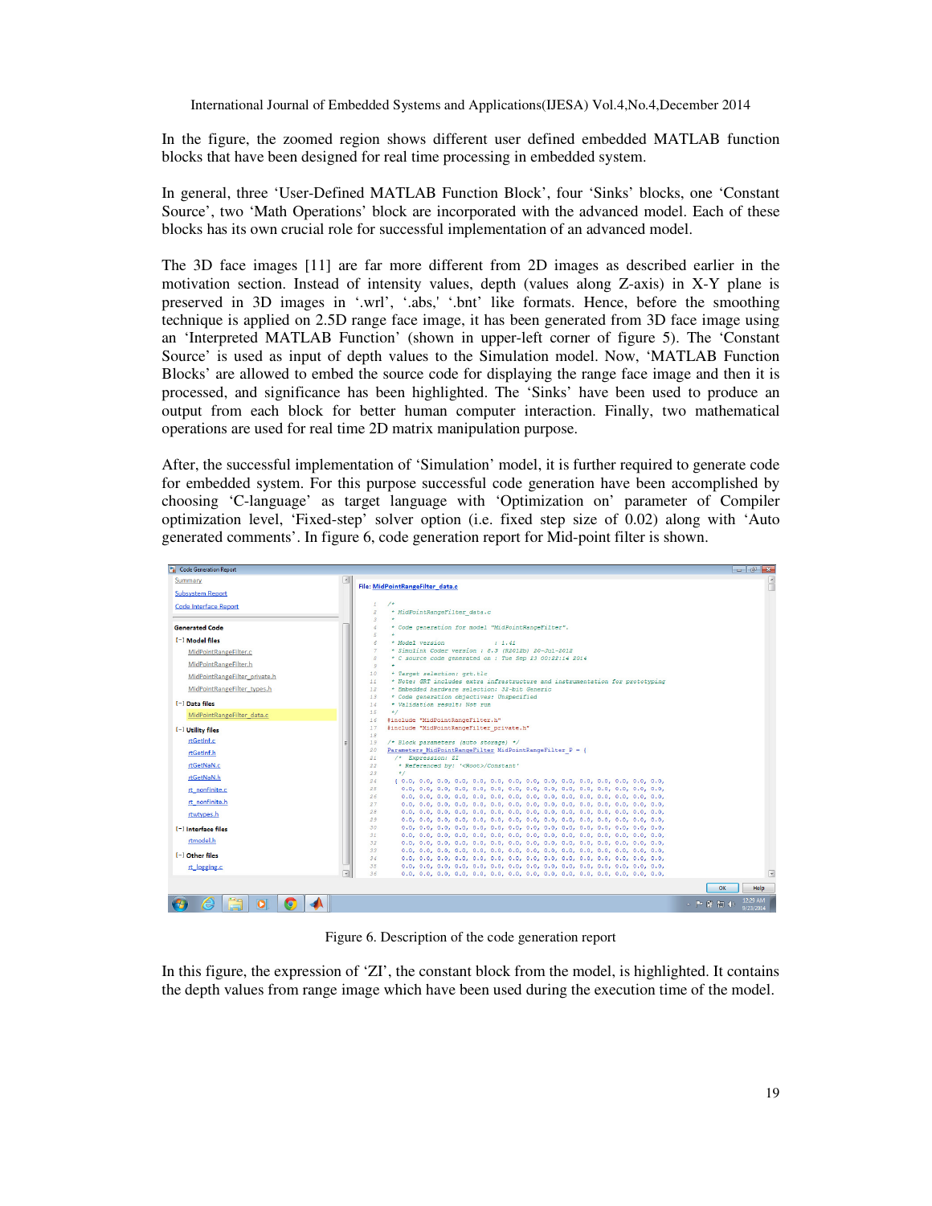In the figure, the zoomed region shows different user defined embedded MATLAB function blocks that have been designed for real time processing in embedded system.

In general, three 'User-Defined MATLAB Function Block', four 'Sinks' blocks, one 'Constant Source', two 'Math Operations' block are incorporated with the advanced model. Each of these blocks has its own crucial role for successful implementation of an advanced model.

The 3D face images [11] are far more different from 2D images as described earlier in the motivation section. Instead of intensity values, depth (values along Z-axis) in X-Y plane is preserved in 3D images in '.wrl', '.abs,' '.bnt' like formats. Hence, before the smoothing technique is applied on 2.5D range face image, it has been generated from 3D face image using an 'Interpreted MATLAB Function' (shown in upper-left corner of figure 5). The 'Constant Source' is used as input of depth values to the Simulation model. Now, 'MATLAB Function Blocks' are allowed to embed the source code for displaying the range face image and then it is processed, and significance has been highlighted. The 'Sinks' have been used to produce an output from each block for better human computer interaction. Finally, two mathematical operations are used for real time 2D matrix manipulation purpose.

After, the successful implementation of 'Simulation' model, it is further required to generate code for embedded system. For this purpose successful code generation have been accomplished by choosing 'C-language' as target language with 'Optimization on' parameter of Compiler optimization level, 'Fixed-step' solver option (i.e. fixed step size of 0.02) along with 'Auto generated comments'. In figure 6, code generation report for Mid-point filter is shown.

Figure 6. Description of the code generation report

In this figure, the expression of 'ZI', the constant block from the model, is highlighted. It contains the depth values from range image which have been used during the execution time of the model.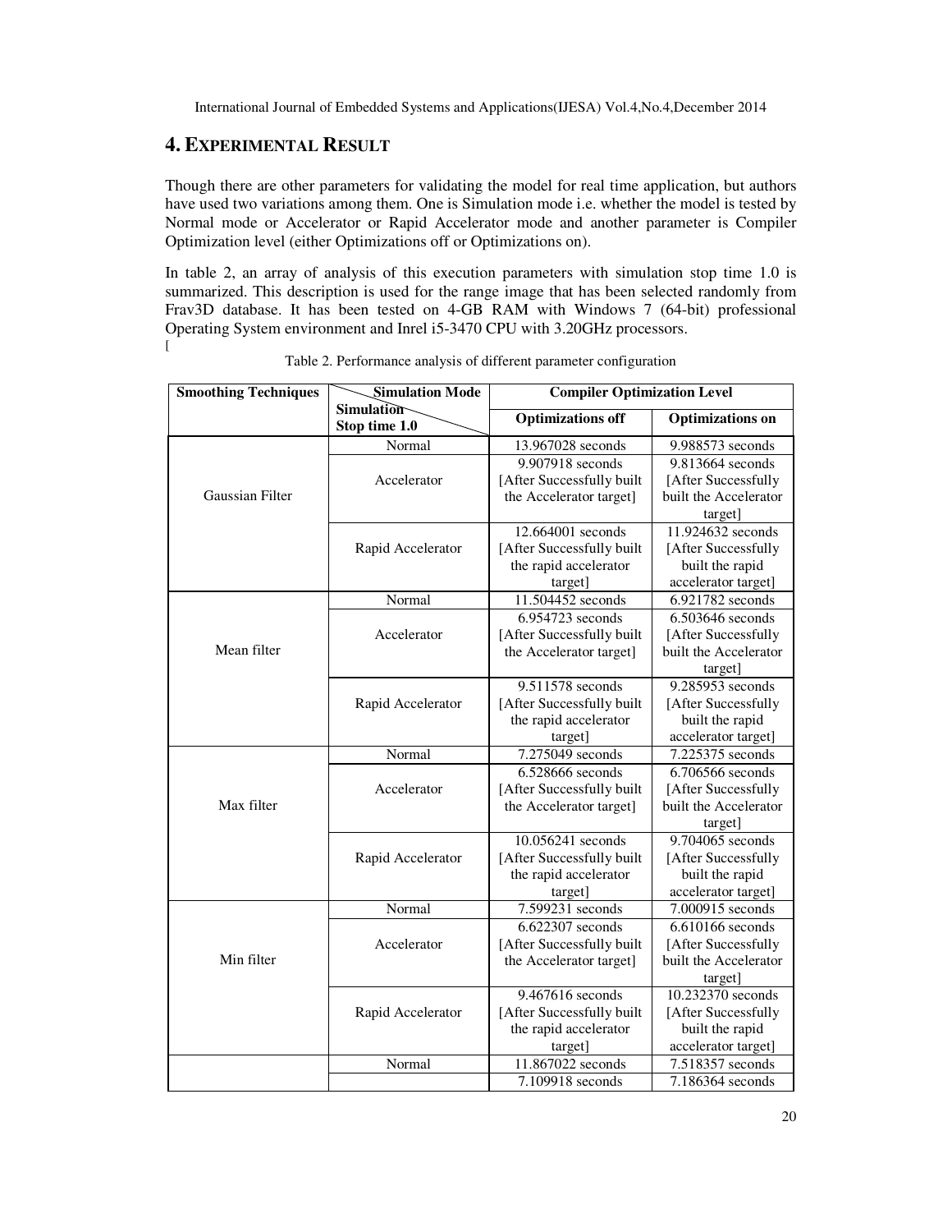## 4. EXPERIMENTAL RESULT

Though there are other parameters for validating the model for real time application, but authors have used two variations among them. One is Simulation mode i.e. whether the model is tested by Normal mode or Accelerator or Rapid Accelerator mode and another parameter is Compiler Optimization level (either Optimizations off or Optimizations on).

In table 2, an array of analysis of this execution parameters with simulation stop time 1.0 is summarized. This description is used for the range image that has been selected randomly from Frav3D database. It has been tested on 4-GB RAM with Windows 7 (64-bit) professional Operating System environment and Inrel i5-3470 CPU with 3.20GHz processors.

[

Table 2. Performance analysis of different parameter configuration

| **Smoothing Techniques** | **Simulation Mode** / **Simulation Stop time 1.0** | **Compiler Optimization Level** | |
|---|---|---|---|
| | | **Optimizations off** | **Optimizations on** |
| Gaussian Filter | Normal | 13.967028 seconds | 9.988573 seconds |
| | Accelerator | 9.907918 seconds [After Successfully built the Accelerator target] | 9.813664 seconds [After Successfully built the Accelerator target] |
| | Rapid Accelerator | 12.664001 seconds [After Successfully built the rapid accelerator target] | 11.924632 seconds [After Successfully built the rapid accelerator target] |
| Mean filter | Normal | 11.504452 seconds | 6.921782 seconds |
| | Accelerator | 6.954723 seconds [After Successfully built the Accelerator target] | 6.503646 seconds [After Successfully built the Accelerator target] |
| | Rapid Accelerator | 9.511578 seconds [After Successfully built the rapid accelerator target] | 9.285953 seconds [After Successfully built the rapid accelerator target] |
| Max filter | Normal | 7.275049 seconds | 7.225375 seconds |
| | Accelerator | 6.528666 seconds [After Successfully built the Accelerator target] | 6.706566 seconds [After Successfully built the Accelerator target] |
| | Rapid Accelerator | 10.056241 seconds [After Successfully built the rapid accelerator target] | 9.704065 seconds [After Successfully built the rapid accelerator target] |
| Min filter | Normal | 7.599231 seconds | 7.000915 seconds |
| | Accelerator | 6.622307 seconds [After Successfully built the Accelerator target] | 6.610166 seconds [After Successfully built the Accelerator target] |
| | Rapid Accelerator | 9.467616 seconds [After Successfully built the rapid accelerator target] | 10.232370 seconds [After Successfully built the rapid accelerator target] |
| | Normal | 11.867022 seconds | 7.518357 seconds |
| | | 7.109918 seconds | 7.186364 seconds |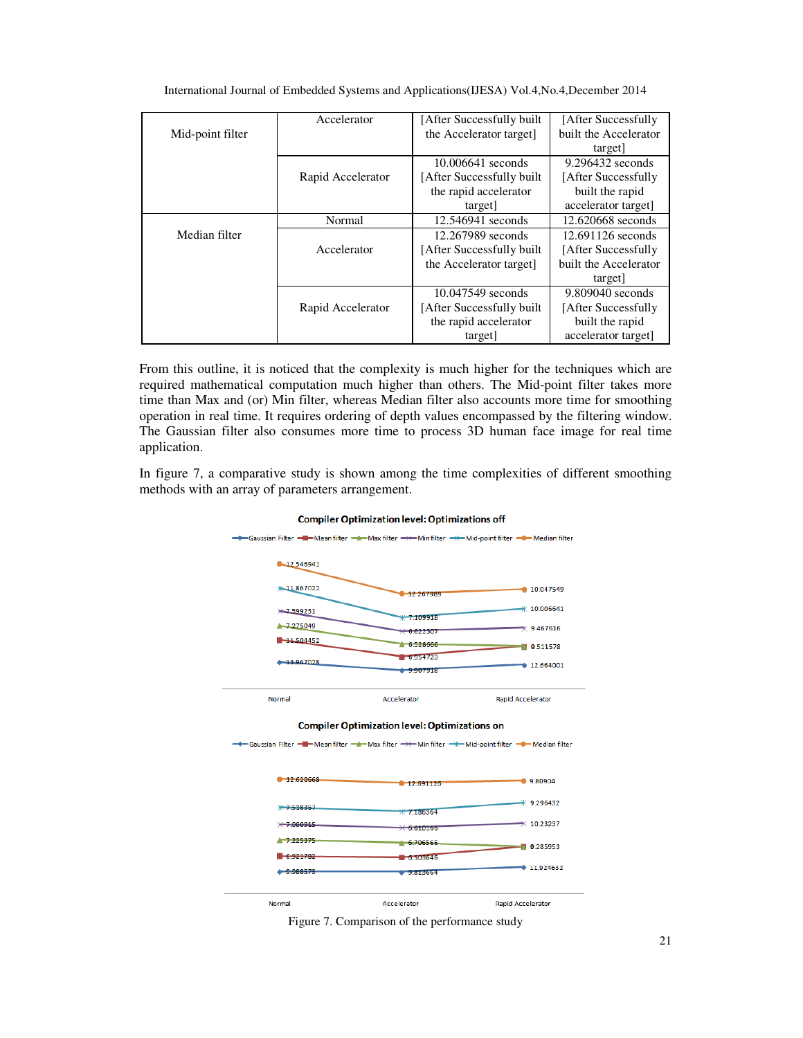| Mid-point filter | Accelerator | [After Successfully built the Accelerator target] | [After Successfully built the Accelerator target] |
|---|---|---|---|
| | Rapid Accelerator | 10.006641 seconds [After Successfully built the rapid accelerator target] | 9.296432 seconds [After Successfully built the rapid accelerator target] |
| Median filter | Normal | 12.546941 seconds | 12.620668 seconds |
| | Accelerator | 12.267989 seconds [After Successfully built the Accelerator target] | 12.691126 seconds [After Successfully built the Accelerator target] |
| | Rapid Accelerator | 10.047549 seconds [After Successfully built the rapid accelerator target] | 9.809040 seconds [After Successfully built the rapid accelerator target] |

From this outline, it is noticed that the complexity is much higher for the techniques which are required mathematical computation much higher than others. The Mid-point filter takes more time than Max and (or) Min filter, whereas Median filter also accounts more time for smoothing operation in real time. It requires ordering of depth values encompassed by the filtering window. The Gaussian filter also consumes more time to process 3D human face image for real time application.

In figure 7, a comparative study is shown among the time complexities of different smoothing methods with an array of parameters arrangement.

**Compiler Optimization level: Optimizations off**

Gaussian Filter, Mean filter, Max filter, Min filter, Mid-point filter, Median filter

| | Normal | Accelerator | Rapid Accelerator |
|---|---|---|---|
| Median filter | 12.546941 | 12.267989 | 10.047549 |
| Mid-point filter | 11.867022 | 7.109918 | 10.006641 |
| Min filter | 7.599231 | 6.622307 | 9.467616 |
| Max filter | 7.275049 | 6.528666 | 0.511578 |
| Mean filter | 11.504452 | 6.554723 | 0.511578 |
| Gaussian Filter | 13.967028 | 9.907918 | 12.664001 |

Normal, Accelerator, Rapid Accelerator

**Compiler Optimization level: Optimizations on**

Gaussian Filter, Mean filter, Max filter, Min filter, Mid-point filter, Median filter

| | Normal | Accelerator | Rapid Accelerator |
|---|---|---|---|
| Median filter | 12.620668 | 12.691126 | 9.80904 |
| Mid-point filter | 7.518357 | 7.186364 | 9.296432 |
| Min filter | 7.000915 | 6.610166 | 10.23287 |
| Max filter | 7.225375 | 6.706565 | 0.285953 |
| Mean filter | 6.921782 | 6.503646 | 0.285953 |
| Gaussian Filter | 9.988573 | 9.813664 | 11.924632 |

Normal, Accelerator, Rapid Accelerator

Figure 7. Comparison of the performance study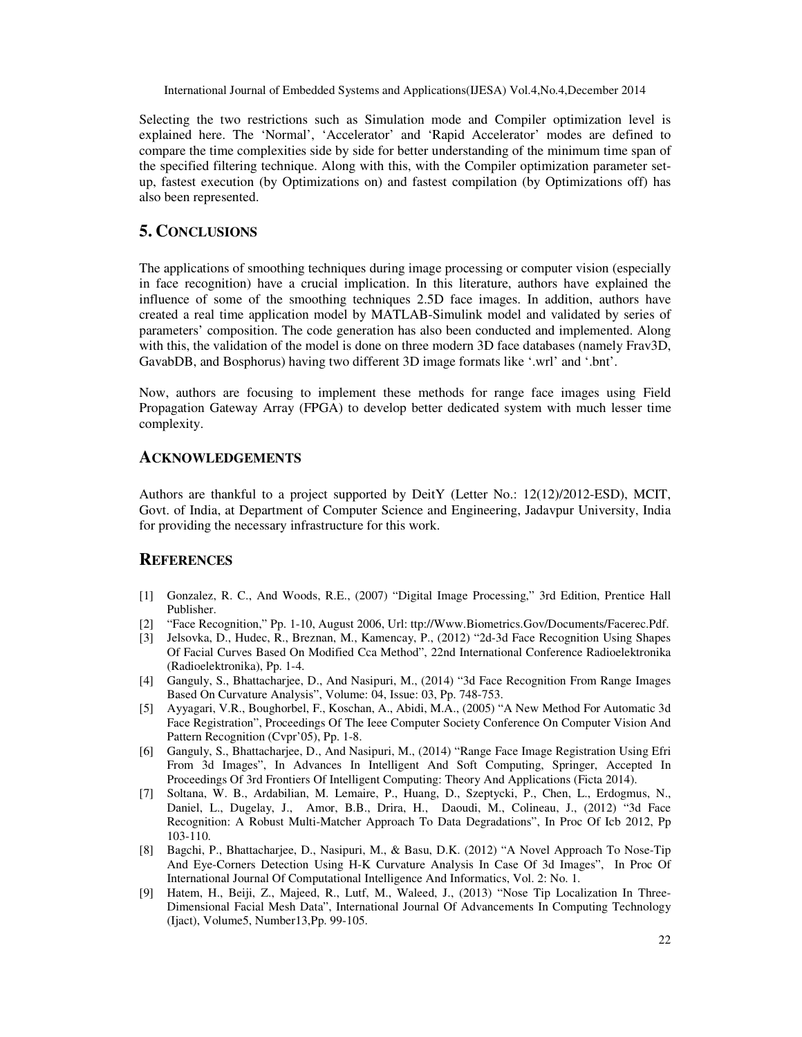Selecting the two restrictions such as Simulation mode and Compiler optimization level is explained here. The 'Normal', 'Accelerator' and 'Rapid Accelerator' modes are defined to compare the time complexities side by side for better understanding of the minimum time span of the specified filtering technique. Along with this, with the Compiler optimization parameter set-up, fastest execution (by Optimizations on) and fastest compilation (by Optimizations off) has also been represented.

## 5. CONCLUSIONS

The applications of smoothing techniques during image processing or computer vision (especially in face recognition) have a crucial implication. In this literature, authors have explained the influence of some of the smoothing techniques 2.5D face images. In addition, authors have created a real time application model by MATLAB-Simulink model and validated by series of parameters' composition. The code generation has also been conducted and implemented. Along with this, the validation of the model is done on three modern 3D face databases (namely Frav3D, GavabDB, and Bosphorus) having two different 3D image formats like '.wrl' and '.bnt'.

Now, authors are focusing to implement these methods for range face images using Field Propagation Gateway Array (FPGA) to develop better dedicated system with much lesser time complexity.

## ACKNOWLEDGEMENTS

Authors are thankful to a project supported by DeitY (Letter No.: 12(12)/2012-ESD), MCIT, Govt. of India, at Department of Computer Science and Engineering, Jadavpur University, India for providing the necessary infrastructure for this work.

## REFERENCES

[1] Gonzalez, R. C., And Woods, R.E., (2007) "Digital Image Processing," 3rd Edition, Prentice Hall Publisher.

[2] "Face Recognition," Pp. 1-10, August 2006, Url: ttp://Www.Biometrics.Gov/Documents/Facerec.Pdf.

[3] Jelsovka, D., Hudec, R., Breznan, M., Kamencay, P., (2012) "2d-3d Face Recognition Using Shapes Of Facial Curves Based On Modified Cca Method", 22nd International Conference Radioelektronika (Radioelektronika), Pp. 1-4.

[4] Ganguly, S., Bhattacharjee, D., And Nasipuri, M., (2014) "3d Face Recognition From Range Images Based On Curvature Analysis", Volume: 04, Issue: 03, Pp. 748-753.

[5] Ayyagari, V.R., Boughorbel, F., Koschan, A., Abidi, M.A., (2005) "A New Method For Automatic 3d Face Registration", Proceedings Of The Ieee Computer Society Conference On Computer Vision And Pattern Recognition (Cvpr'05), Pp. 1-8.

[6] Ganguly, S., Bhattacharjee, D., And Nasipuri, M., (2014) "Range Face Image Registration Using Efri From 3d Images", In Advances In Intelligent And Soft Computing, Springer, Accepted In Proceedings Of 3rd Frontiers Of Intelligent Computing: Theory And Applications (Ficta 2014).

[7] Soltana, W. B., Ardabilian, M. Lemaire, P., Huang, D., Szeptycki, P., Chen, L., Erdogmus, N., Daniel, L., Dugelay, J., Amor, B.B., Drira, H., Daoudi, M., Colineau, J., (2012) "3d Face Recognition: A Robust Multi-Matcher Approach To Data Degradations", In Proc Of Icb 2012, Pp 103-110.

[8] Bagchi, P., Bhattacharjee, D., Nasipuri, M., & Basu, D.K. (2012) "A Novel Approach To Nose-Tip And Eye-Corners Detection Using H-K Curvature Analysis In Case Of 3d Images", In Proc Of International Journal Of Computational Intelligence And Informatics, Vol. 2: No. 1.

[9] Hatem, H., Beiji, Z., Majeed, R., Lutf, M., Waleed, J., (2013) "Nose Tip Localization In Three-Dimensional Facial Mesh Data", International Journal Of Advancements In Computing Technology (Ijact), Volume5, Number13,Pp. 99-105.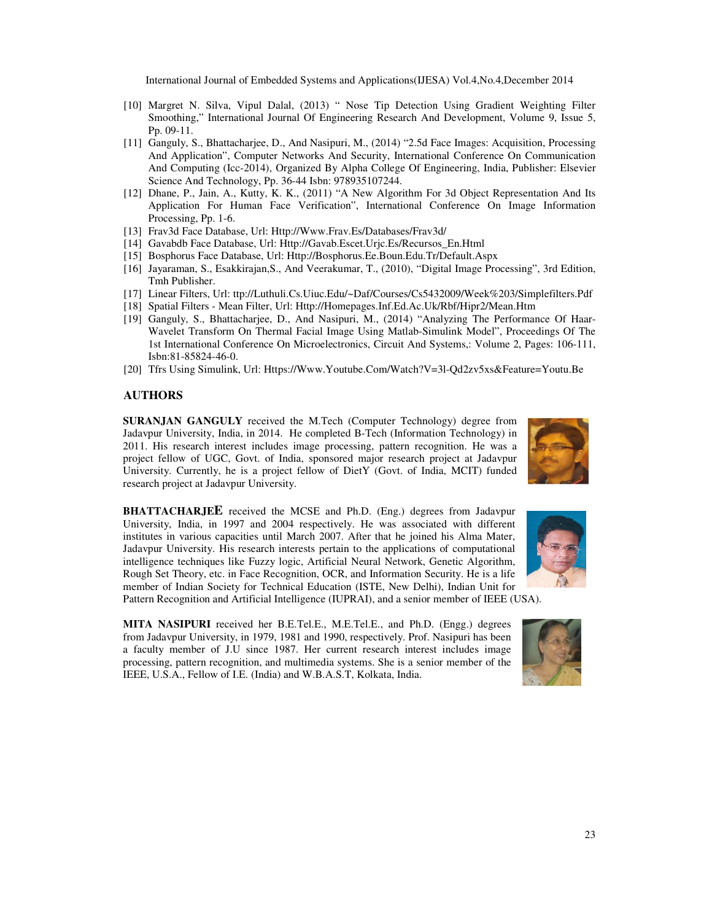[10] Margret N. Silva, Vipul Dalal, (2013) " Nose Tip Detection Using Gradient Weighting Filter Smoothing," International Journal Of Engineering Research And Development, Volume 9, Issue 5, Pp. 09-11.

[11] Ganguly, S., Bhattacharjee, D., And Nasipuri, M., (2014) "2.5d Face Images: Acquisition, Processing And Application", Computer Networks And Security, International Conference On Communication And Computing (Icc-2014), Organized By Alpha College Of Engineering, India, Publisher: Elsevier Science And Technology, Pp. 36-44 Isbn: 978935107244.

[12] Dhane, P., Jain, A., Kutty, K. K., (2011) "A New Algorithm For 3d Object Representation And Its Application For Human Face Verification", International Conference On Image Information Processing, Pp. 1-6.

[13] Frav3d Face Database, Url: Http://Www.Frav.Es/Databases/Frav3d/

[14] Gavabdb Face Database, Url: Http://Gavab.Escet.Urjc.Es/Recursos_En.Html

[15] Bosphorus Face Database, Url: Http://Bosphorus.Ee.Boun.Edu.Tr/Default.Aspx

[16] Jayaraman, S., Esakkirajan,S., And Veerakumar, T., (2010), "Digital Image Processing", 3rd Edition, Tmh Publisher.

[17] Linear Filters, Url: ttp://Luthuli.Cs.Uiuc.Edu/~Daf/Courses/Cs5432009/Week%203/Simplefilters.Pdf

[18] Spatial Filters - Mean Filter, Url: Http://Homepages.Inf.Ed.Ac.Uk/Rbf/Hipr2/Mean.Htm

[19] Ganguly, S., Bhattacharjee, D., And Nasipuri, M., (2014) "Analyzing The Performance Of Haar-Wavelet Transform On Thermal Facial Image Using Matlab-Simulink Model", Proceedings Of The 1st International Conference On Microelectronics, Circuit And Systems,: Volume 2, Pages: 106-111, Isbn:81-85824-46-0.

[20] Tfrs Using Simulink, Url: Https://Www.Youtube.Com/Watch?V=3l-Qd2zv5xs&Feature=Youtu.Be

## AUTHORS

**SURANJAN GANGULY** received the M.Tech (Computer Technology) degree from Jadavpur University, India, in 2014. He completed B-Tech (Information Technology) in 2011. His research interest includes image processing, pattern recognition. He was a project fellow of UGC, Govt. of India, sponsored major research project at Jadavpur University. Currently, he is a project fellow of DietY (Govt. of India, MCIT) funded research project at Jadavpur University.

**BHATTACHARJEE** received the MCSE and Ph.D. (Eng.) degrees from Jadavpur University, India, in 1997 and 2004 respectively. He was associated with different institutes in various capacities until March 2007. After that he joined his Alma Mater, Jadavpur University. His research interests pertain to the applications of computational intelligence techniques like Fuzzy logic, Artificial Neural Network, Genetic Algorithm, Rough Set Theory, etc. in Face Recognition, OCR, and Information Security. He is a life member of Indian Society for Technical Education (ISTE, New Delhi), Indian Unit for Pattern Recognition and Artificial Intelligence (IUPRAI), and a senior member of IEEE (USA).

**MITA NASIPURI** received her B.E.Tel.E., M.E.Tel.E., and Ph.D. (Engg.) degrees from Jadavpur University, in 1979, 1981 and 1990, respectively. Prof. Nasipuri has been a faculty member of J.U since 1987. Her current research interest includes image processing, pattern recognition, and multimedia systems. She is a senior member of the IEEE, U.S.A., Fellow of I.E. (India) and W.B.A.S.T, Kolkata, India.